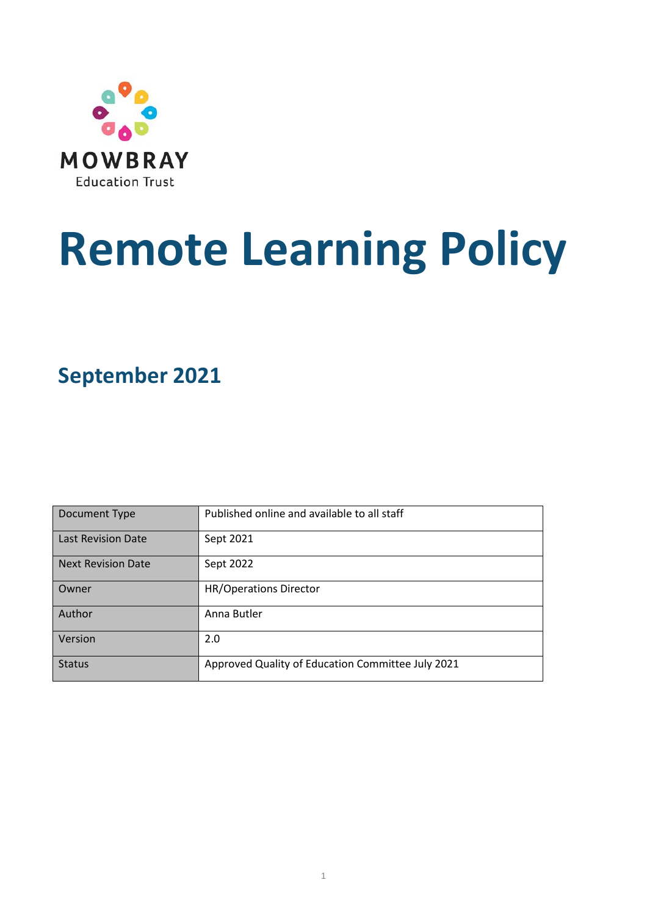MOWBRAY

Education Trust

# Remote Learning Policy

## September 2021

| Document Type | Published online and available to all staff |
|---|---|
| Last Revision Date | Sept 2021 |
| Next Revision Date | Sept 2022 |
| Owner | HR/Operations Director |
| Author | Anna Butler |
| Version | 2.0 |
| Status | Approved Quality of Education Committee July 2021 |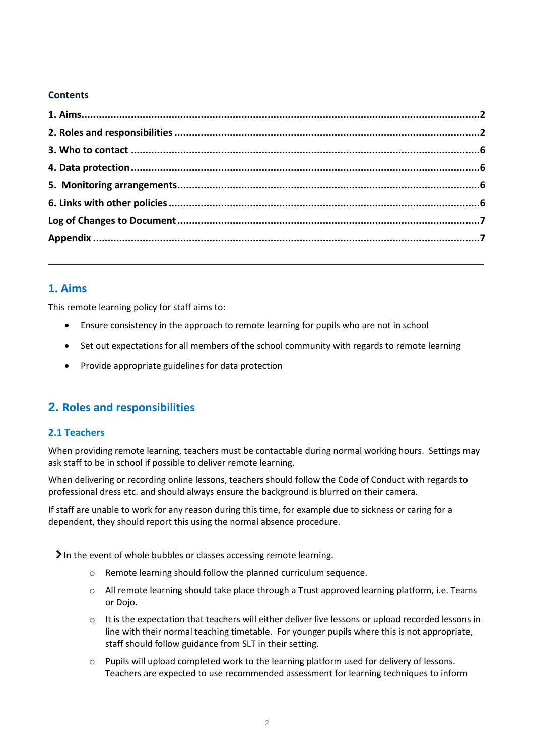**Contents**

**1. Aims** ..... 2
**2. Roles and responsibilities** ..... 2
**3. Who to contact** ..... 6
**4. Data protection** ..... 6
**5. Monitoring arrangements** ..... 6
**6. Links with other policies** ..... 6
**Log of Changes to Document** ..... 7
**Appendix** ..... 7

---

## 1. Aims

This remote learning policy for staff aims to:

- Ensure consistency in the approach to remote learning for pupils who are not in school
- Set out expectations for all members of the school community with regards to remote learning
- Provide appropriate guidelines for data protection

## 2. Roles and responsibilities

### 2.1 Teachers

When providing remote learning, teachers must be contactable during normal working hours. Settings may ask staff to be in school if possible to deliver remote learning.

When delivering or recording online lessons, teachers should follow the Code of Conduct with regards to professional dress etc. and should always ensure the background is blurred on their camera.

If staff are unable to work for any reason during this time, for example due to sickness or caring for a dependent, they should report this using the normal absence procedure.

- In the event of whole bubbles or classes accessing remote learning.
  - Remote learning should follow the planned curriculum sequence.
  - All remote learning should take place through a Trust approved learning platform, i.e. Teams or Dojo.
  - It is the expectation that teachers will either deliver live lessons or upload recorded lessons in line with their normal teaching timetable. For younger pupils where this is not appropriate, staff should follow guidance from SLT in their setting.
  - Pupils will upload completed work to the learning platform used for delivery of lessons. Teachers are expected to use recommended assessment for learning techniques to inform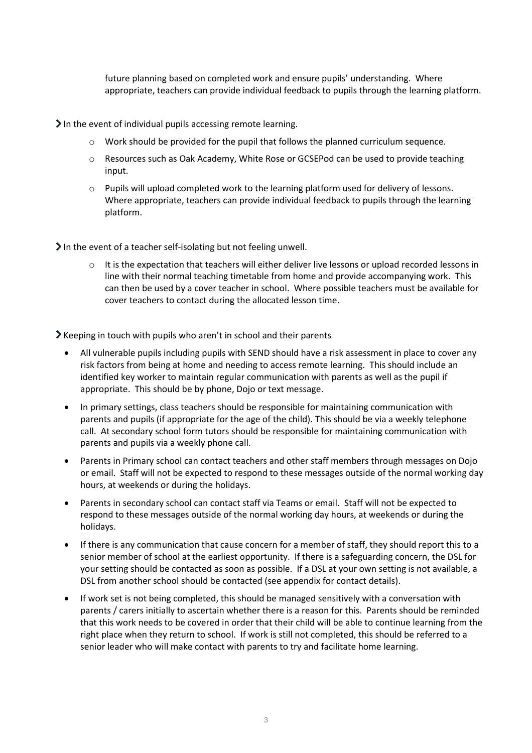future planning based on completed work and ensure pupils' understanding. Where appropriate, teachers can provide individual feedback to pupils through the learning platform.

› In the event of individual pupils accessing remote learning.

- Work should be provided for the pupil that follows the planned curriculum sequence.
- Resources such as Oak Academy, White Rose or GCSEPod can be used to provide teaching input.
- Pupils will upload completed work to the learning platform used for delivery of lessons. Where appropriate, teachers can provide individual feedback to pupils through the learning platform.

› In the event of a teacher self-isolating but not feeling unwell.

- It is the expectation that teachers will either deliver live lessons or upload recorded lessons in line with their normal teaching timetable from home and provide accompanying work. This can then be used by a cover teacher in school. Where possible teachers must be available for cover teachers to contact during the allocated lesson time.

› Keeping in touch with pupils who aren't in school and their parents

- All vulnerable pupils including pupils with SEND should have a risk assessment in place to cover any risk factors from being at home and needing to access remote learning. This should include an identified key worker to maintain regular communication with parents as well as the pupil if appropriate. This should be by phone, Dojo or text message.
- In primary settings, class teachers should be responsible for maintaining communication with parents and pupils (if appropriate for the age of the child). This should be via a weekly telephone call. At secondary school form tutors should be responsible for maintaining communication with parents and pupils via a weekly phone call.
- Parents in Primary school can contact teachers and other staff members through messages on Dojo or email. Staff will not be expected to respond to these messages outside of the normal working day hours, at weekends or during the holidays.
- Parents in secondary school can contact staff via Teams or email. Staff will not be expected to respond to these messages outside of the normal working day hours, at weekends or during the holidays.
- If there is any communication that cause concern for a member of staff, they should report this to a senior member of school at the earliest opportunity. If there is a safeguarding concern, the DSL for your setting should be contacted as soon as possible. If a DSL at your own setting is not available, a DSL from another school should be contacted (see appendix for contact details).
- If work set is not being completed, this should be managed sensitively with a conversation with parents / carers initially to ascertain whether there is a reason for this. Parents should be reminded that this work needs to be covered in order that their child will be able to continue learning from the right place when they return to school. If work is still not completed, this should be referred to a senior leader who will make contact with parents to try and facilitate home learning.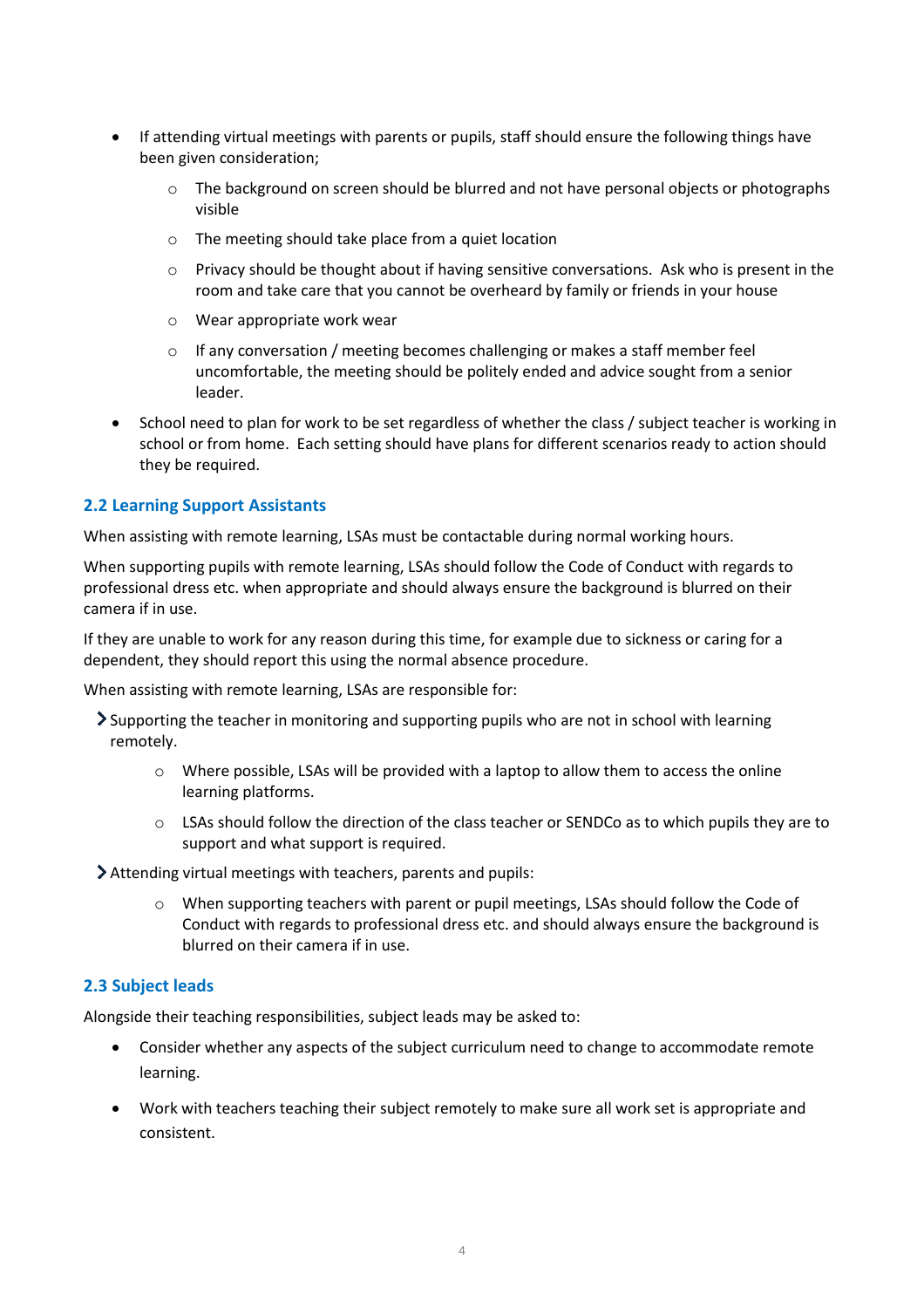- If attending virtual meetings with parents or pupils, staff should ensure the following things have been given consideration;
    - The background on screen should be blurred and not have personal objects or photographs visible
    - The meeting should take place from a quiet location
    - Privacy should be thought about if having sensitive conversations. Ask who is present in the room and take care that you cannot be overheard by family or friends in your house
    - Wear appropriate work wear
    - If any conversation / meeting becomes challenging or makes a staff member feel uncomfortable, the meeting should be politely ended and advice sought from a senior leader.
- School need to plan for work to be set regardless of whether the class / subject teacher is working in school or from home. Each setting should have plans for different scenarios ready to action should they be required.

### 2.2 Learning Support Assistants

When assisting with remote learning, LSAs must be contactable during normal working hours.

When supporting pupils with remote learning, LSAs should follow the Code of Conduct with regards to professional dress etc. when appropriate and should always ensure the background is blurred on their camera if in use.

If they are unable to work for any reason during this time, for example due to sickness or caring for a dependent, they should report this using the normal absence procedure.

When assisting with remote learning, LSAs are responsible for:

- Supporting the teacher in monitoring and supporting pupils who are not in school with learning remotely.
    - Where possible, LSAs will be provided with a laptop to allow them to access the online learning platforms.
    - LSAs should follow the direction of the class teacher or SENDCo as to which pupils they are to support and what support is required.
- Attending virtual meetings with teachers, parents and pupils:
    - When supporting teachers with parent or pupil meetings, LSAs should follow the Code of Conduct with regards to professional dress etc. and should always ensure the background is blurred on their camera if in use.

### 2.3 Subject leads

Alongside their teaching responsibilities, subject leads may be asked to:

- Consider whether any aspects of the subject curriculum need to change to accommodate remote learning.
- Work with teachers teaching their subject remotely to make sure all work set is appropriate and consistent.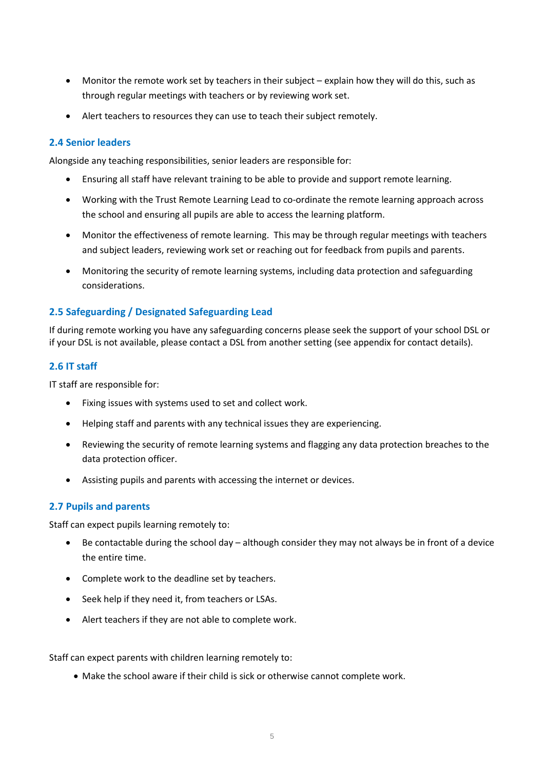- Monitor the remote work set by teachers in their subject – explain how they will do this, such as through regular meetings with teachers or by reviewing work set.
- Alert teachers to resources they can use to teach their subject remotely.

### 2.4 Senior leaders

Alongside any teaching responsibilities, senior leaders are responsible for:

- Ensuring all staff have relevant training to be able to provide and support remote learning.
- Working with the Trust Remote Learning Lead to co-ordinate the remote learning approach across the school and ensuring all pupils are able to access the learning platform.
- Monitor the effectiveness of remote learning. This may be through regular meetings with teachers and subject leaders, reviewing work set or reaching out for feedback from pupils and parents.
- Monitoring the security of remote learning systems, including data protection and safeguarding considerations.

### 2.5 Safeguarding / Designated Safeguarding Lead

If during remote working you have safeguarding concerns please seek the support of your school DSL or if your DSL is not available, please contact a DSL from another setting (see appendix for contact details).

### 2.6 IT staff

IT staff are responsible for:

- Fixing issues with systems used to set and collect work.
- Helping staff and parents with any technical issues they are experiencing.
- Reviewing the security of remote learning systems and flagging any data protection breaches to the data protection officer.
- Assisting pupils and parents with accessing the internet or devices.

### 2.7 Pupils and parents

Staff can expect pupils learning remotely to:

- Be contactable during the school day – although consider they may not always be in front of a device the entire time.
- Complete work to the deadline set by teachers.
- Seek help if they need it, from teachers or LSAs.
- Alert teachers if they are not able to complete work.

Staff can expect parents with children learning remotely to:

- Make the school aware if their child is sick or otherwise cannot complete work.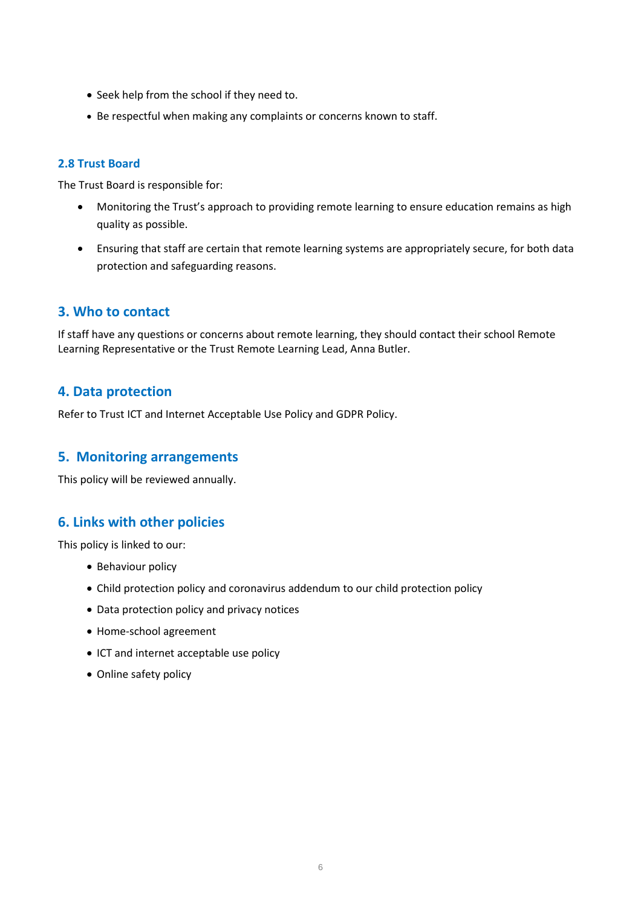- Seek help from the school if they need to.
- Be respectful when making any complaints or concerns known to staff.

### 2.8 Trust Board

The Trust Board is responsible for:

- Monitoring the Trust's approach to providing remote learning to ensure education remains as high quality as possible.
- Ensuring that staff are certain that remote learning systems are appropriately secure, for both data protection and safeguarding reasons.

## 3. Who to contact

If staff have any questions or concerns about remote learning, they should contact their school Remote Learning Representative or the Trust Remote Learning Lead, Anna Butler.

## 4. Data protection

Refer to Trust ICT and Internet Acceptable Use Policy and GDPR Policy.

## 5. Monitoring arrangements

This policy will be reviewed annually.

## 6. Links with other policies

This policy is linked to our:

- Behaviour policy
- Child protection policy and coronavirus addendum to our child protection policy
- Data protection policy and privacy notices
- Home-school agreement
- ICT and internet acceptable use policy
- Online safety policy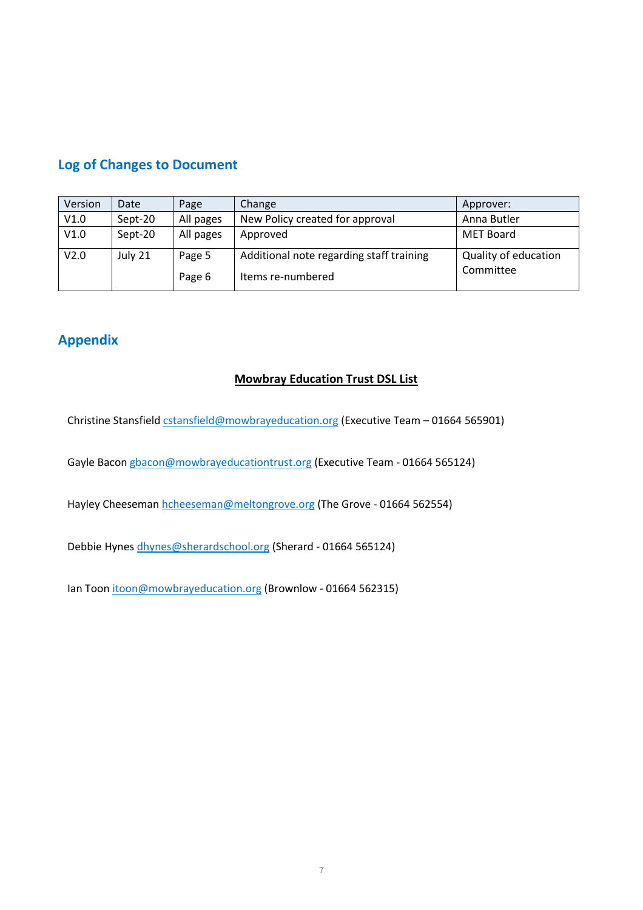## Log of Changes to Document

| Version | Date | Page | Change | Approver: |
|---|---|---|---|---|
| V1.0 | Sept-20 | All pages | New Policy created for approval | Anna Butler |
| V1.0 | Sept-20 | All pages | Approved | MET Board |
| V2.0 | July 21 | Page 5<br>Page 6 | Additional note regarding staff training<br>Items re-numbered | Quality of education Committee |

## Appendix

**Mowbray Education Trust DSL List**

Christine Stansfield cstansfield@mowbrayeducation.org (Executive Team – 01664 565901)

Gayle Bacon gbacon@mowbrayeducationtrust.org (Executive Team - 01664 565124)

Hayley Cheeseman hcheeseman@meltongrove.org (The Grove - 01664 562554)

Debbie Hynes dhynes@sherardschool.org (Sherard - 01664 565124)

Ian Toon itoon@mowbrayeducation.org (Brownlow - 01664 562315)